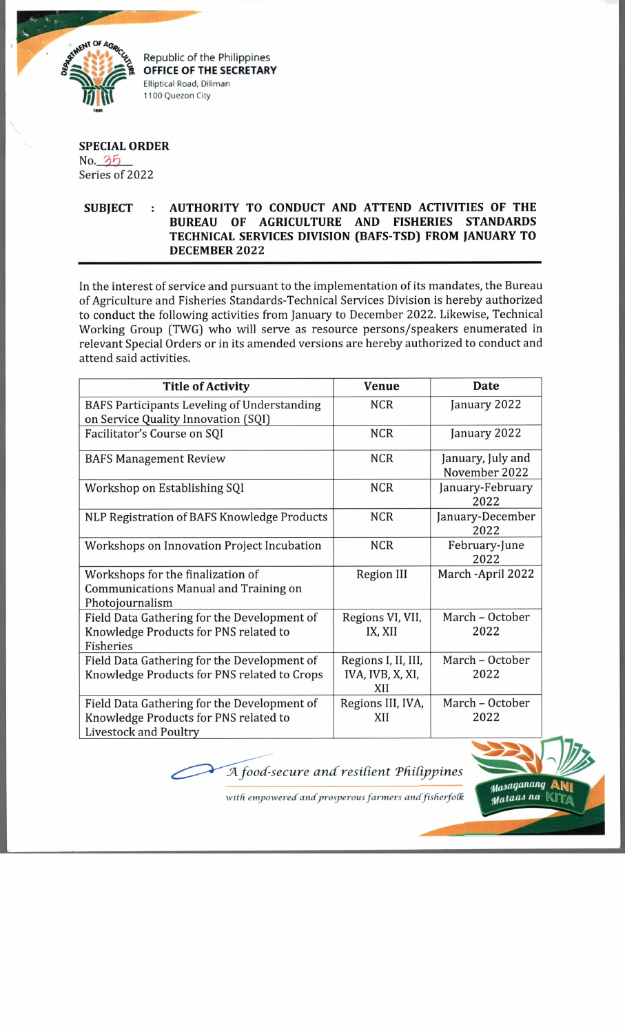Republic of the Philippines
**OFFICE OF THE SECRETARY**
Elliptical Road, Diliman
1100 Quezon City

**SPECIAL ORDER**
No. 35
Series of 2022

**SUBJECT : AUTHORITY TO CONDUCT AND ATTEND ACTIVITIES OF THE BUREAU OF AGRICULTURE AND FISHERIES STANDARDS TECHNICAL SERVICES DIVISION (BAFS-TSD) FROM JANUARY TO DECEMBER 2022**

In the interest of service and pursuant to the implementation of its mandates, the Bureau of Agriculture and Fisheries Standards-Technical Services Division is hereby authorized to conduct the following activities from January to December 2022. Likewise, Technical Working Group (TWG) who will serve as resource persons/speakers enumerated in relevant Special Orders or in its amended versions are hereby authorized to conduct and attend said activities.

| Title of Activity | Venue | Date |
|---|---|---|
| BAFS Participants Leveling of Understanding on Service Quality Innovation (SQI) | NCR | January 2022 |
| Facilitator's Course on SQI | NCR | January 2022 |
| BAFS Management Review | NCR | January, July and November 2022 |
| Workshop on Establishing SQI | NCR | January-February 2022 |
| NLP Registration of BAFS Knowledge Products | NCR | January-December 2022 |
| Workshops on Innovation Project Incubation | NCR | February-June 2022 |
| Workshops for the finalization of Communications Manual and Training on Photojournalism | Region III | March -April 2022 |
| Field Data Gathering for the Development of Knowledge Products for PNS related to Fisheries | Regions VI, VII, IX, XII | March – October 2022 |
| Field Data Gathering for the Development of Knowledge Products for PNS related to Crops | Regions I, II, III, IVA, IVB, X, XI, XII | March – October 2022 |
| Field Data Gathering for the Development of Knowledge Products for PNS related to Livestock and Poultry | Regions III, IVA, XII | March – October 2022 |

*A food-secure and resilient Philippines with empowered and prosperous farmers and fisherfolk*

Masaganang ANI Mataas na KITA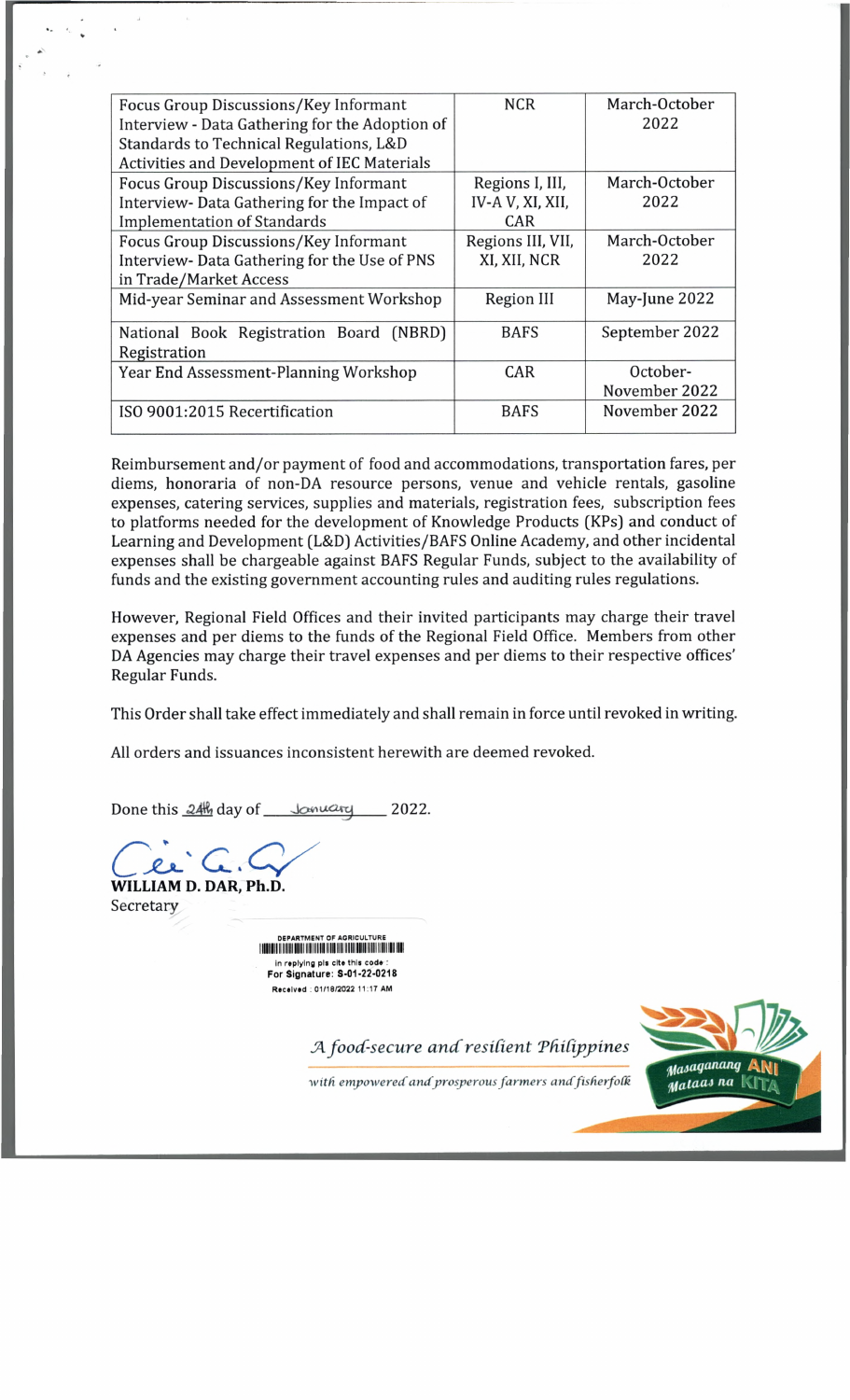| | | |
|---|---|---|
| Focus Group Discussions/Key Informant Interview - Data Gathering for the Adoption of Standards to Technical Regulations, L&D Activities and Development of IEC Materials | NCR | March-October 2022 |
| Focus Group Discussions/Key Informant Interview- Data Gathering for the Impact of Implementation of Standards | Regions I, III, IV-A V, XI, XII, CAR | March-October 2022 |
| Focus Group Discussions/Key Informant Interview- Data Gathering for the Use of PNS in Trade/Market Access | Regions III, VII, XI, XII, NCR | March-October 2022 |
| Mid-year Seminar and Assessment Workshop | Region III | May-June 2022 |
| National Book Registration Board (NBRD) Registration | BAFS | September 2022 |
| Year End Assessment-Planning Workshop | CAR | October-November 2022 |
| ISO 9001:2015 Recertification | BAFS | November 2022 |

Reimbursement and/or payment of food and accommodations, transportation fares, per diems, honoraria of non-DA resource persons, venue and vehicle rentals, gasoline expenses, catering services, supplies and materials, registration fees, subscription fees to platforms needed for the development of Knowledge Products (KPs) and conduct of Learning and Development (L&D) Activities/BAFS Online Academy, and other incidental expenses shall be chargeable against BAFS Regular Funds, subject to the availability of funds and the existing government accounting rules and auditing rules regulations.

However, Regional Field Offices and their invited participants may charge their travel expenses and per diems to the funds of the Regional Field Office. Members from other DA Agencies may charge their travel expenses and per diems to their respective offices' Regular Funds.

This Order shall take effect immediately and shall remain in force until revoked in writing.

All orders and issuances inconsistent herewith are deemed revoked.

Done this 24th day of January 2022.

**WILLIAM D. DAR, Ph.D.**
Secretary

DEPARTMENT OF AGRICULTURE
in replying pls cite this code :
For Signature: S-01-22-0218
Received : 01/18/2022 11:17 AM

*A food-secure and resilient Philippines*
*with empowered and prosperous farmers and fisherfolk*

Masaganang ANI Mataas na KITA